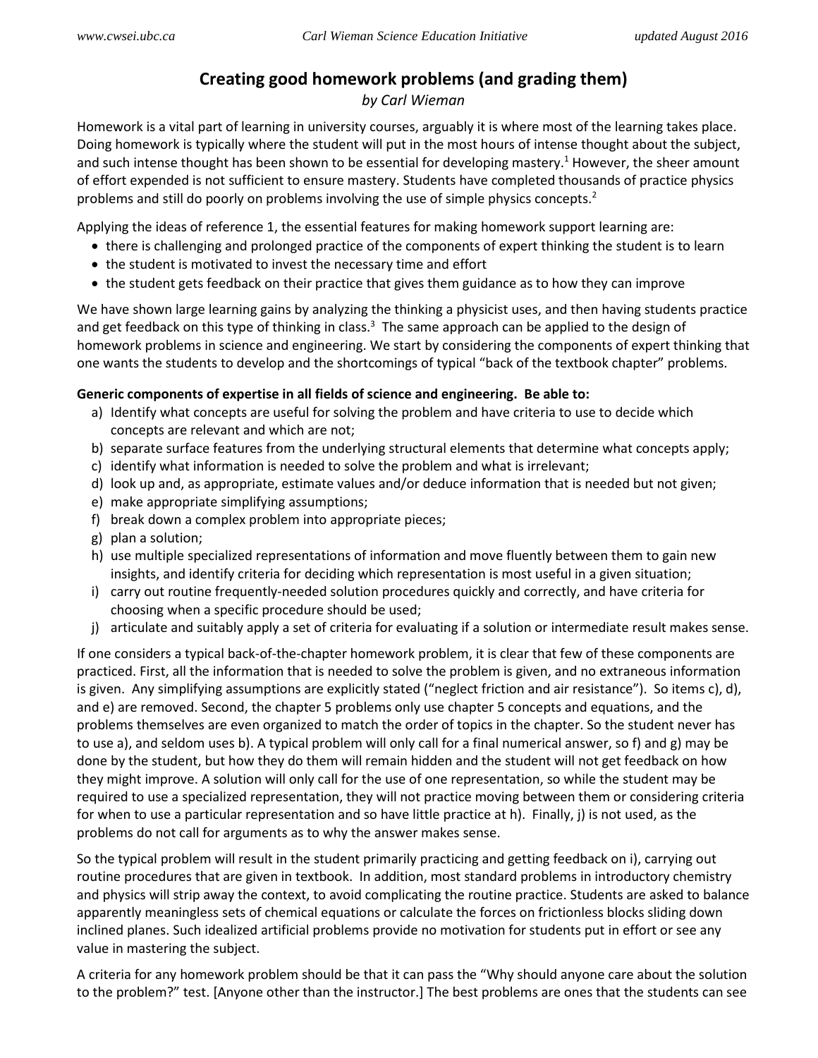# Creating good homework problems (and grading them)

*by Carl Wieman*

Homework is a vital part of learning in university courses, arguably it is where most of the learning takes place. Doing homework is typically where the student will put in the most hours of intense thought about the subject, and such intense thought has been shown to be essential for developing mastery.[1] However, the sheer amount of effort expended is not sufficient to ensure mastery. Students have completed thousands of practice physics problems and still do poorly on problems involving the use of simple physics concepts.[2]

Applying the ideas of reference 1, the essential features for making homework support learning are:

- there is challenging and prolonged practice of the components of expert thinking the student is to learn
- the student is motivated to invest the necessary time and effort
- the student gets feedback on their practice that gives them guidance as to how they can improve

We have shown large learning gains by analyzing the thinking a physicist uses, and then having students practice and get feedback on this type of thinking in class.[3] The same approach can be applied to the design of homework problems in science and engineering. We start by considering the components of expert thinking that one wants the students to develop and the shortcomings of typical "back of the textbook chapter" problems.

**Generic components of expertise in all fields of science and engineering. Be able to:**

a) Identify what concepts are useful for solving the problem and have criteria to use to decide which concepts are relevant and which are not;
b) separate surface features from the underlying structural elements that determine what concepts apply;
c) identify what information is needed to solve the problem and what is irrelevant;
d) look up and, as appropriate, estimate values and/or deduce information that is needed but not given;
e) make appropriate simplifying assumptions;
f) break down a complex problem into appropriate pieces;
g) plan a solution;
h) use multiple specialized representations of information and move fluently between them to gain new insights, and identify criteria for deciding which representation is most useful in a given situation;
i) carry out routine frequently-needed solution procedures quickly and correctly, and have criteria for choosing when a specific procedure should be used;
j) articulate and suitably apply a set of criteria for evaluating if a solution or intermediate result makes sense.

If one considers a typical back-of-the-chapter homework problem, it is clear that few of these components are practiced. First, all the information that is needed to solve the problem is given, and no extraneous information is given. Any simplifying assumptions are explicitly stated ("neglect friction and air resistance"). So items c), d), and e) are removed. Second, the chapter 5 problems only use chapter 5 concepts and equations, and the problems themselves are even organized to match the order of topics in the chapter. So the student never has to use a), and seldom uses b). A typical problem will only call for a final numerical answer, so f) and g) may be done by the student, but how they do them will remain hidden and the student will not get feedback on how they might improve. A solution will only call for the use of one representation, so while the student may be required to use a specialized representation, they will not practice moving between them or considering criteria for when to use a particular representation and so have little practice at h). Finally, j) is not used, as the problems do not call for arguments as to why the answer makes sense.

So the typical problem will result in the student primarily practicing and getting feedback on i), carrying out routine procedures that are given in textbook. In addition, most standard problems in introductory chemistry and physics will strip away the context, to avoid complicating the routine practice. Students are asked to balance apparently meaningless sets of chemical equations or calculate the forces on frictionless blocks sliding down inclined planes. Such idealized artificial problems provide no motivation for students put in effort or see any value in mastering the subject.

A criteria for any homework problem should be that it can pass the "Why should anyone care about the solution to the problem?" test. [Anyone other than the instructor.] The best problems are ones that the students can see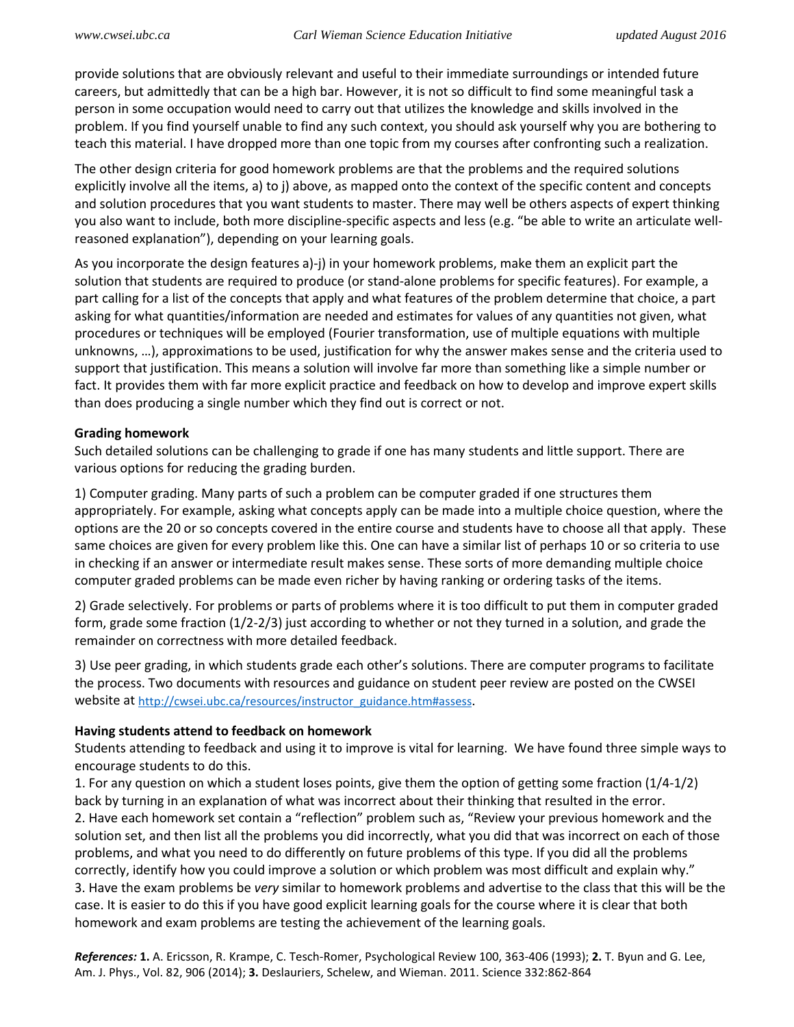provide solutions that are obviously relevant and useful to their immediate surroundings or intended future careers, but admittedly that can be a high bar. However, it is not so difficult to find some meaningful task a person in some occupation would need to carry out that utilizes the knowledge and skills involved in the problem. If you find yourself unable to find any such context, you should ask yourself why you are bothering to teach this material. I have dropped more than one topic from my courses after confronting such a realization.

The other design criteria for good homework problems are that the problems and the required solutions explicitly involve all the items, a) to j) above, as mapped onto the context of the specific content and concepts and solution procedures that you want students to master. There may well be others aspects of expert thinking you also want to include, both more discipline-specific aspects and less (e.g. "be able to write an articulate well-reasoned explanation"), depending on your learning goals.

As you incorporate the design features a)-j) in your homework problems, make them an explicit part the solution that students are required to produce (or stand-alone problems for specific features). For example, a part calling for a list of the concepts that apply and what features of the problem determine that choice, a part asking for what quantities/information are needed and estimates for values of any quantities not given, what procedures or techniques will be employed (Fourier transformation, use of multiple equations with multiple unknowns, …), approximations to be used, justification for why the answer makes sense and the criteria used to support that justification. This means a solution will involve far more than something like a simple number or fact. It provides them with far more explicit practice and feedback on how to develop and improve expert skills than does producing a single number which they find out is correct or not.

**Grading homework**

Such detailed solutions can be challenging to grade if one has many students and little support. There are various options for reducing the grading burden.

1) Computer grading. Many parts of such a problem can be computer graded if one structures them appropriately. For example, asking what concepts apply can be made into a multiple choice question, where the options are the 20 or so concepts covered in the entire course and students have to choose all that apply. These same choices are given for every problem like this. One can have a similar list of perhaps 10 or so criteria to use in checking if an answer or intermediate result makes sense. These sorts of more demanding multiple choice computer graded problems can be made even richer by having ranking or ordering tasks of the items.

2) Grade selectively. For problems or parts of problems where it is too difficult to put them in computer graded form, grade some fraction (1/2-2/3) just according to whether or not they turned in a solution, and grade the remainder on correctness with more detailed feedback.

3) Use peer grading, in which students grade each other's solutions. There are computer programs to facilitate the process. Two documents with resources and guidance on student peer review are posted on the CWSEI website at http://cwsei.ubc.ca/resources/instructor_guidance.htm#assess.

**Having students attend to feedback on homework**

Students attending to feedback and using it to improve is vital for learning. We have found three simple ways to encourage students to do this.

1. For any question on which a student loses points, give them the option of getting some fraction (1/4-1/2) back by turning in an explanation of what was incorrect about their thinking that resulted in the error.
2. Have each homework set contain a "reflection" problem such as, "Review your previous homework and the solution set, and then list all the problems you did incorrectly, what you did that was incorrect on each of those problems, and what you need to do differently on future problems of this type. If you did all the problems correctly, identify how you could improve a solution or which problem was most difficult and explain why."
3. Have the exam problems be *very* similar to homework problems and advertise to the class that this will be the case. It is easier to do this if you have good explicit learning goals for the course where it is clear that both homework and exam problems are testing the achievement of the learning goals.

***References:*** **1.** A. Ericsson, R. Krampe, C. Tesch-Romer, Psychological Review 100, 363-406 (1993); **2.** T. Byun and G. Lee, Am. J. Phys., Vol. 82, 906 (2014); **3.** Deslauriers, Schelew, and Wieman. 2011. Science 332:862-864